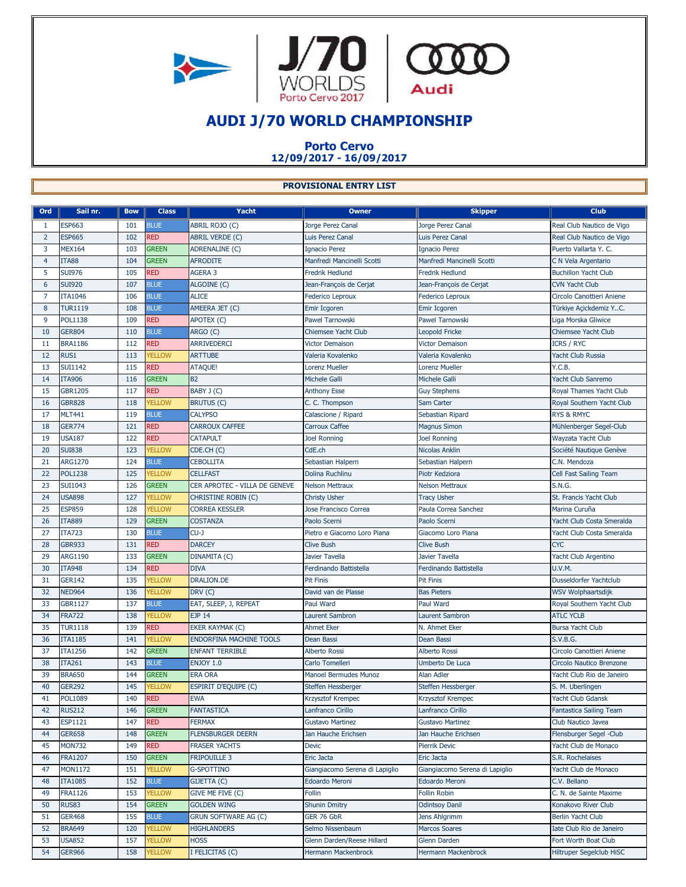# AUDI J/70 WORLD CHAMPIONSHIP

## Porto Cervo
## 12/09/2017 - 16/09/2017

### PROVISIONAL ENTRY LIST

| Ord | Sail nr. | Bow | Class | Yacht | Owner | Skipper | Club |
|---|---|---|---|---|---|---|---|
| 1 | ESP663 | 101 | BLUE | ABRIL ROJO (C) | Jorge Perez Canal | Jorge Perez Canal | Real Club Nautico de Vigo |
| 2 | ESP665 | 102 | RED | ABRIL VERDE (C) | Luis Perez Canal | Luis Perez Canal | Real Club Nautico de Vigo |
| 3 | MEX164 | 103 | GREEN | ADRENALINE (C) | Ignacio Perez | Ignacio Perez | Puerto Vallarta Y. C. |
| 4 | ITA88 | 104 | GREEN | AFRODITE | Manfredi Mancinelli Scotti | Manfredi Mancinelli Scotti | C N Vela Argentario |
| 5 | SUI976 | 105 | RED | AGERA 3 | Fredrik Hedlund | Fredrik Hedlund | Buchillon Yacht Club |
| 6 | SUI920 | 107 | BLUE | ALGOINE (C) | Jean-François de Cerjat | Jean-François de Cerjat | CVN Yacht Club |
| 7 | ITA1046 | 106 | BLUE | ALICE | Federico Leproux | Federico Leproux | Circolo Canottieri Aniene |
| 8 | TUR1119 | 108 | BLUE | AMEERA JET (C) | Emir Icgoren | Emir Icgoren | Türkiye Açickdemiz Y..C. |
| 9 | POL1138 | 109 | RED | APOTEX (C) | Pawel Tarnowski | Pawel Tarnowski | Liga Morska Gliwice |
| 10 | GER804 | 110 | BLUE | ARGO (C) | Chiemsee Yacht Club | Leopold Fricke | Chiemsee Yacht Club |
| 11 | BRA1186 | 112 | RED | ARRIVEDERCI | Victor Demaison | Victor Demaison | ICRS / RYC |
| 12 | RUS1 | 113 | YELLOW | ARTTUBE | Valeria Kovalenko | Valeria Kovalenko | Yacht Club Russia |
| 13 | SUI1142 | 115 | RED | ATAQUE! | Lorenz Mueller | Lorenz Mueller | Y.C.B. |
| 14 | ITA906 | 116 | GREEN | B2 | Michele Galli | Michele Galli | Yacht Club Sanremo |
| 15 | GBR1205 | 117 | RED | BABY J (C) | Anthony Esse | Guy Stephens | Royal Thames Yacht Club |
| 16 | GBR828 | 118 | YELLOW | BRUTUS (C) | C. C. Thompson | Sam Carter | Royal Southern Yacht Club |
| 17 | MLT441 | 119 | BLUE | CALYPSO | Calascione / Ripard | Sebastian Ripard | RYS & RMYC |
| 18 | GER774 | 121 | RED | CARROUX CAFFEE | Carroux Caffee | Magnus Simon | Mühlenberger Segel-Club |
| 19 | USA187 | 122 | RED | CATAPULT | Joel Ronning | Joel Ronning | Wayzata Yacht Club |
| 20 | SUI838 | 123 | YELLOW | CDE.CH (C) | CdE.ch | Nicolas Anklin | Société Nautique Genève |
| 21 | ARG1270 | 124 | BLUE | CEBOLLITA | Sebastian Halpern | Sebastian Halpern | C.N. Mendoza |
| 22 | POL1238 | 125 | YELLOW | CELLFAST | Dolina Ruchlinu | Piotr Kedziora | Cell Fast Sailing Team |
| 23 | SUI1043 | 126 | GREEN | CER APROTEC - VILLA DE GENEVE | Nelson Mettraux | Nelson Mettraux | S.N.G. |
| 24 | USA898 | 127 | YELLOW | CHRISTINE ROBIN (C) | Christy Usher | Tracy Usher | St. Francis Yacht Club |
| 25 | ESP859 | 128 | YELLOW | CORREA KESSLER | Jose Francisco Correa | Paula Correa Sanchez | Marina Curuña |
| 26 | ITA889 | 129 | GREEN | COSTANZA | Paolo Scerni | Paolo Scerni | Yacht Club Costa Smeralda |
| 27 | ITA723 | 130 | BLUE | CU-J | Pietro e Giacomo Loro Piana | Giacomo Loro Piana | Yacht Club Costa Smeralda |
| 28 | GBR933 | 131 | RED | DARCEY | Clive Bush | Clive Bush | CYC |
| 29 | ARG1190 | 133 | GREEN | DINAMITA (C) | Javier Tavella | Javier Tavella | Yacht Club Argentino |
| 30 | ITA948 | 134 | RED | DIVA | Ferdinando Battistella | Ferdinando Battistella | U.V.M. |
| 31 | GER142 | 135 | YELLOW | DRALION.DE | Pit Finis | Pit Finis | Dusseldorfer Yachtclub |
| 32 | NED964 | 136 | YELLOW | DRV (C) | David van de Plasse | Bas Pieters | WSV Wolphaartsdijk |
| 33 | GBR1127 | 137 | BLUE | EAT, SLEEP, J, REPEAT | Paul Ward | Paul Ward | Royal Southern Yacht Club |
| 34 | FRA722 | 138 | YELLOW | EJP 14 | Laurent Sambron | Laurent Sambron | ATLC YCLB |
| 35 | TUR1118 | 139 | RED | EKER KAYMAK (C) | Ahmet Eker | N. Ahmet Eker | Bursa Yacht Club |
| 36 | ITA1185 | 141 | YELLOW | ENDORFINA MACHINE TOOLS | Dean Bassi | Dean Bassi | S.V.B.G. |
| 37 | ITA1256 | 142 | GREEN | ENFANT TERRIBLE | Alberto Rossi | Alberto Rossi | Circolo Canottieri Aniene |
| 38 | ITA261 | 143 | BLUE | ENJOY 1.0 | Carlo Tomelleri | Umberto De Luca | Circolo Nautico Brenzone |
| 39 | BRA650 | 144 | GREEN | ERA ORA | Manoel Bermudes Munoz | Alan Adler | Yacht Club Rio de Janeiro |
| 40 | GER292 | 145 | YELLOW | ESPIRIT D'EQUIPE (C) | Steffen Hessberger | Steffen Hessberger | S. M. Uberlingen |
| 41 | POL1089 | 140 | RED | EWA | Krzysztof Krempec | Krzysztof Krempec | Yacht Club Gdansk |
| 42 | RUS212 | 146 | GREEN | FANTASTICA | Lanfranco Cirillo | Lanfranco Cirillo | Fantastica Sailing Team |
| 43 | ESP1121 | 147 | RED | FERMAX | Gustavo Martinez | Gustavo Martinez | Club Nautico Javea |
| 44 | GER658 | 148 | GREEN | FLENSBURGER DEERN | Jan Hauche Erichsen | Jan Hauche Erichsen | Flensburger Segel -Club |
| 45 | MON732 | 149 | RED | FRASER YACHTS | Devic | Pierrik Devic | Yacht Club de Monaco |
| 46 | FRA1207 | 150 | GREEN | FRIPOUILLE 3 | Eric Jacta | Eric Jacta | S.R. Rochelaises |
| 47 | MON1172 | 151 | YELLOW | G-SPOTTINO | Giangiacomo Serena di Lapiglio | Giangiacomo Serena di Lapiglio | Yacht Club de Monaco |
| 48 | ITA1085 | 152 | BLUE | GIJETTA (C) | Edoardo Meroni | Edoardo Meroni | C.V. Bellano |
| 49 | FRA1126 | 153 | YELLOW | GIVE ME FIVE (C) | Follin | Follin Robin | C. N. de Sainte Maxime |
| 50 | RUS83 | 154 | GREEN | GOLDEN WING | Shunin Dmitry | Odintsoy Danil | Konakovo River Club |
| 51 | GER468 | 155 | BLUE | GRUN SOFTWARE AG (C) | GER 76 GbR | Jens Ahlgrimm | Berlin Yacht Club |
| 52 | BRA649 | 120 | YELLOW | HIGHLANDERS | Selmo Nissenbaum | Marcos Soares | Iate Club Rio de Janeiro |
| 53 | USA852 | 157 | YELLOW | HOSS | Glenn Darden/Reese Hillard | Glenn Darden | Fort Worth Boat Club |
| 54 | GER966 | 158 | YELLOW | I FELICITAS (C) | Hermann Mackenbrock | Hermann Mackenbrock | Hiltruper Segelclub HiSC |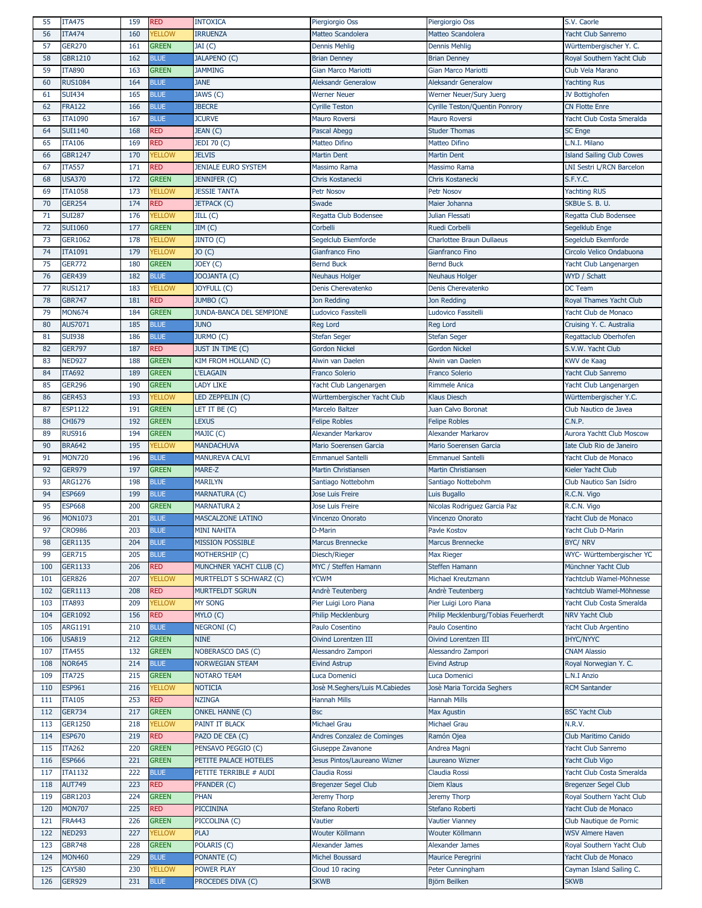| | | | | | | | |
|---|---|---|---|---|---|---|---|
| 55 | ITA475 | 159 | RED | INTOXICA | Piergiorgio Oss | Piergiorgio Oss | S.V. Caorle |
| 56 | ITA474 | 160 | YELLOW | IRRUENZA | Matteo Scandolera | Matteo Scandolera | Yacht Club Sanremo |
| 57 | GER270 | 161 | GREEN | JAI (C) | Dennis Mehlig | Dennis Mehlig | Württembergischer Y. C. |
| 58 | GBR1210 | 162 | BLUE | JALAPENO (C) | Brian Denney | Brian Denney | Royal Southern Yacht Club |
| 59 | ITA890 | 163 | GREEN | JAMMING | Gian Marco Mariotti | Gian Marco Mariotti | Club Vela Marano |
| 60 | RUS1084 | 164 | BLUE | JANE | Aleksandr Generalow | Aleksandr Generalow | Yachting Rus |
| 61 | SUI434 | 165 | BLUE | JAWS (C) | Werner Neuer | Werner Neuer/Sury Juerg | JV Bottighofen |
| 62 | FRA122 | 166 | BLUE | JBECRE | Cyrille Teston | Cyrille Teston/Quentin Ponrory | CN Flotte Enre |
| 63 | ITA1090 | 167 | BLUE | JCURVE | Mauro Roversi | Mauro Roversi | Yacht Club Costa Smeralda |
| 64 | SUI1140 | 168 | RED | JEAN (C) | Pascal Abegg | Studer Thomas | SC Enge |
| 65 | ITA106 | 169 | RED | JEDI 70 (C) | Matteo Difino | Matteo Difino | L.N.I. Milano |
| 66 | GBR1247 | 170 | YELLOW | JELVIS | Martin Dent | Martin Dent | Island Sailing Club Cowes |
| 67 | ITA557 | 171 | RED | JENIALE EURO SYSTEM | Massimo Rama | Massimo Rama | LNI Sestri L/RCN Barcelon |
| 68 | USA370 | 172 | GREEN | JENNIFER (C) | Chris Kostanecki | Chris Kostanecki | S.F.Y.C. |
| 69 | ITA1058 | 173 | YELLOW | JESSIE TANTA | Petr Nosov | Petr Nosov | Yachting RUS |
| 70 | GER254 | 174 | RED | JETPACK (C) | Swade | Maier Johanna | SKBUe S. B. U. |
| 71 | SUI287 | 176 | YELLOW | JILL (C) | Regatta Club Bodensee | Julian Flessati | Regatta Club Bodensee |
| 72 | SUI1060 | 177 | GREEN | JIM (C) | Corbelli | Ruedi Corbelli | Segelklub Enge |
| 73 | GER1062 | 178 | YELLOW | JINTO (C) | Segelclub Ekemforde | Charlottee Braun Dullaeus | Segelclub Ekemforde |
| 74 | ITA1091 | 179 | YELLOW | JO (C) | Gianfranco Fino | Gianfranco Fino | Circolo Velico Ondabuona |
| 75 | GER772 | 180 | GREEN | JOEY (C) | Bernd Buck | Bernd Buck | Yacht Club Langenargen |
| 76 | GER439 | 182 | BLUE | JOOJANTA (C) | Neuhaus Holger | Neuhaus Holger | WYD / Schatt |
| 77 | RUS1217 | 183 | YELLOW | JOYFULL (C) | Denis Cherevatenko | Denis Cherevatenko | DC Team |
| 78 | GBR747 | 181 | RED | JUMBO (C) | Jon Redding | Jon Redding | Royal Thames Yacht Club |
| 79 | MON674 | 184 | GREEN | JUNDA-BANCA DEL SEMPIONE | Ludovico Fassitelli | Ludovico Fassitelli | Yacht Club de Monaco |
| 80 | AUS7071 | 185 | BLUE | JUNO | Reg Lord | Reg Lord | Cruising Y. C. Australia |
| 81 | SUI938 | 186 | BLUE | JURMO (C) | Stefan Seger | Stefan Seger | Regattaclub Oberhofen |
| 82 | GER797 | 187 | RED | JUST IN TIME (C) | Gordon Nickel | Gordon Nickel | S.V.W. Yacht Club |
| 83 | NED927 | 188 | GREEN | KIM FROM HOLLAND (C) | Alwin van Daelen | Alwin van Daelen | KWV de Kaag |
| 84 | ITA692 | 189 | GREEN | L'ELAGAIN | Franco Solerio | Franco Solerio | Yacht Club Sanremo |
| 85 | GER296 | 190 | GREEN | LADY LIKE | Yacht Club Langenargen | Rimmele Anica | Yacht Club Langenargen |
| 86 | GER453 | 193 | YELLOW | LED ZEPPELIN (C) | Württembergischer Yacht Club | Klaus Diesch | Württembergischer Y.C. |
| 87 | ESP1122 | 191 | GREEN | LET IT BE (C) | Marcelo Baltzer | Juan Calvo Boronat | Club Nautico de Javea |
| 88 | CHI679 | 192 | GREEN | LEXUS | Felipe Robles | Felipe Robles | C.N.P. |
| 89 | RUS916 | 194 | GREEN | MAJIC (C) | Alexander Markarov | Alexander Markarov | Aurora Yachtt Club Moscow |
| 90 | BRA642 | 195 | YELLOW | MANDACHUVA | Mario Soerensen Garcia | Mario Soerensen Garcia | Iate Club Rio de Janeiro |
| 91 | MON720 | 196 | BLUE | MANUREVA CALVI | Emmanuel Santelli | Emmanuel Santelli | Yacht Club de Monaco |
| 92 | GER979 | 197 | GREEN | MARE-Z | Martin Christiansen | Martin Christiansen | Kieler Yacht Club |
| 93 | ARG1276 | 198 | BLUE | MARILYN | Santiago Nottebohm | Santiago Nottebohm | Club Nautico San Isidro |
| 94 | ESP669 | 199 | BLUE | MARNATURA (C) | Jose Luis Freire | Luis Bugallo | R.C.N. Vigo |
| 95 | ESP668 | 200 | GREEN | MARNATURA 2 | Jose Luis Freire | Nicolas Rodriguez Garcia Paz | R.C.N. Vigo |
| 96 | MON1073 | 201 | BLUE | MASCALZONE LATINO | Vincenzo Onorato | Vincenzo Onorato | Yacht Club de Monaco |
| 97 | CRO986 | 203 | BLUE | MINI NAHITA | D-Marin | Pavle Kostov | Yacht Club D-Marin |
| 98 | GER1135 | 204 | BLUE | MISSION POSSIBLE | Marcus Brennecke | Marcus Brennecke | BYC/ NRV |
| 99 | GER715 | 205 | BLUE | MOTHERSHIP (C) | Diesch/Rieger | Max Rieger | WYC- Württembergischer YC |
| 100 | GER1133 | 206 | RED | MUNCHNER YACHT CLUB (C) | MYC / Steffen Hamann | Steffen Hamann | Münchner Yacht Club |
| 101 | GER826 | 207 | YELLOW | MURTFELDT S SCHWARZ (C) | YCWM | Michael Kreutzmann | Yachtclub Wamel-Möhnesse |
| 102 | GER1113 | 208 | RED | MURTFELDT SGRUN | Andrè Teutenberg | Andrè Teutenberg | Yachtclub Wamel-Möhnesse |
| 103 | ITA893 | 209 | YELLOW | MY SONG | Pier Luigi Loro Piana | Pier Luigi Loro Piana | Yacht Club Costa Smeralda |
| 104 | GER1092 | 156 | RED | MYLO (C) | Philip Mecklenburg | Philip Mecklenburg/Tobias Feuerherdt | NRV Yacht Club |
| 105 | ARG1191 | 210 | BLUE | NEGRONI (C) | Paulo Cosentino | Paulo Cosentino | Yacht Club Argentino |
| 106 | USA819 | 212 | GREEN | NINE | Oivind Lorentzen III | Oivind Lorentzen III | IHYC/NYYC |
| 107 | ITA455 | 132 | GREEN | NOBERASCO DAS (C) | Alessandro Zampori | Alessandro Zampori | CNAM Alassio |
| 108 | NOR645 | 214 | BLUE | NORWEGIAN STEAM | Eivind Astrup | Eivind Astrup | Royal Norwegian Y. C. |
| 109 | ITA725 | 215 | GREEN | NOTARO TEAM | Luca Domenici | Luca Domenici | L.N.I Anzio |
| 110 | ESP961 | 216 | YELLOW | NOTICIA | Josè M.Seghers/Luis M.Cabiedes | Josè Maria Torcida Seghers | RCM Santander |
| 111 | ITA105 | 253 | RED | NZINGA | Hannah Mills | Hannah Mills | |
| 112 | GER734 | 217 | GREEN | ONKEL HANNE (C) | Bsc | Max Agustin | BSC Yacht Club |
| 113 | GER1250 | 218 | YELLOW | PAINT IT BLACK | Michael Grau | Michael Grau | N.R.V. |
| 114 | ESP670 | 219 | RED | PAZO DE CEA (C) | Andres Conzalez de Cominges | Ramón Ojea | Club Maritimo Canido |
| 115 | ITA262 | 220 | GREEN | PENSAVO PEGGIO (C) | Giuseppe Zavanone | Andrea Magni | Yacht Club Sanremo |
| 116 | ESP666 | 221 | GREEN | PETITE PALACE HOTELES | Jesus Pintos/Laureano Wizner | Laureano Wizner | Yacht Club Vigo |
| 117 | ITA1132 | 222 | BLUE | PETITE TERRIBLE # AUDI | Claudia Rossi | Claudia Rossi | Yacht Club Costa Smeralda |
| 118 | AUT749 | 223 | RED | PFANDER (C) | Bregenzer Segel Club | Diem Klaus | Bregenzer Segel Club |
| 119 | GBR1203 | 224 | GREEN | PHAN | Jeremy Thorp | Jeremy Thorp | Royal Southern Yacht Club |
| 120 | MON707 | 225 | RED | PICCININA | Stefano Roberti | Stefano Roberti | Yacht Club de Monaco |
| 121 | FRA443 | 226 | GREEN | PICCOLINA (C) | Vautier | Vautier Vianney | Club Nautique de Pornic |
| 122 | NED293 | 227 | YELLOW | PLAJ | Wouter Köllmann | Wouter Köllmann | WSV Almere Haven |
| 123 | GBR748 | 228 | GREEN | POLARIS (C) | Alexander James | Alexander James | Royal Southern Yacht Club |
| 124 | MON460 | 229 | BLUE | PONANTE (C) | Michel Boussard | Maurice Peregrini | Yacht Club de Monaco |
| 125 | CAY580 | 230 | YELLOW | POWER PLAY | Cloud 10 racing | Peter Cunningham | Cayman Island Sailing C. |
| 126 | GER929 | 231 | BLUE | PROCEDES DIVA (C) | SKWB | Björn Beilken | SKWB |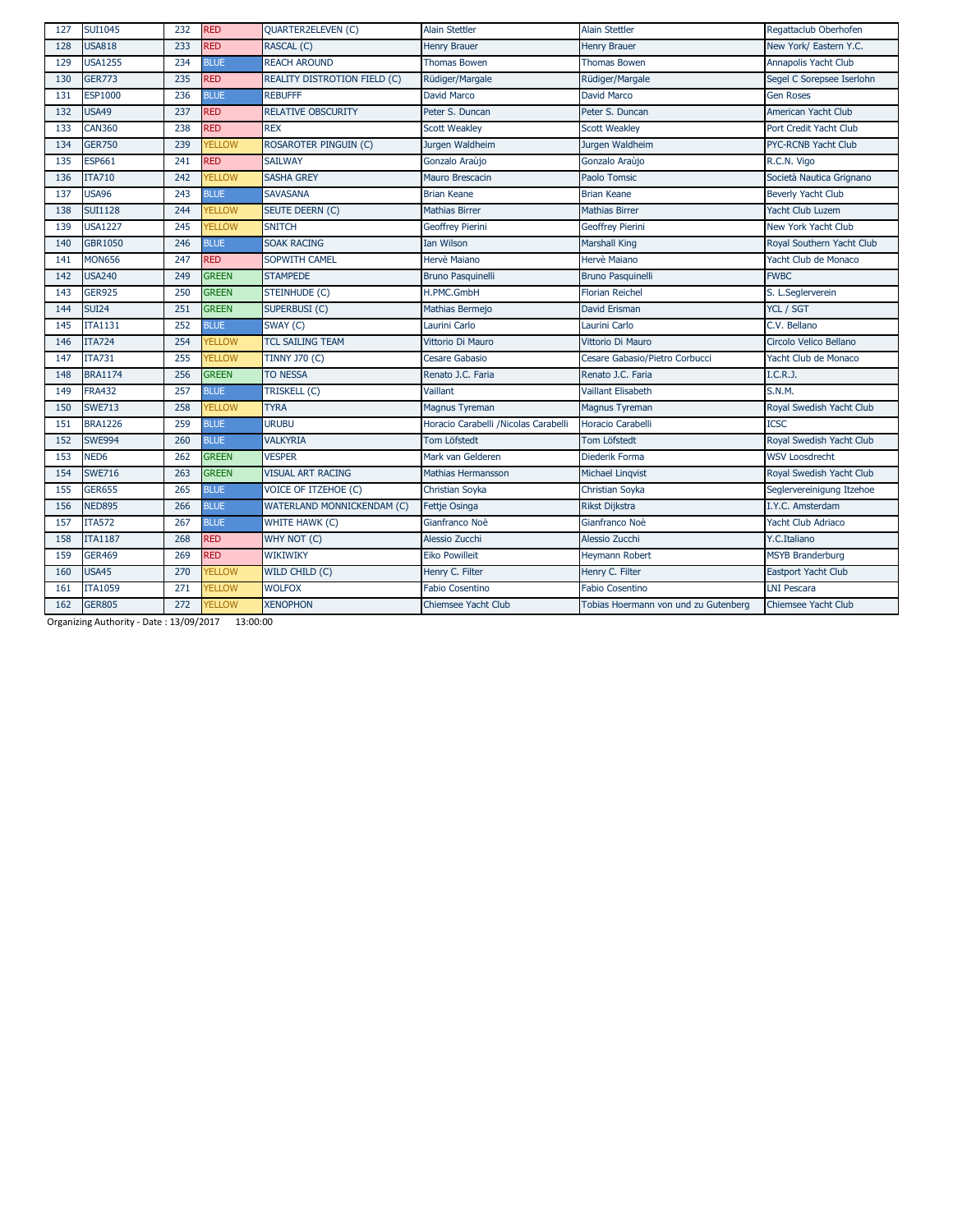| | | | | | | | |
|---|---|---|---|---|---|---|---|
| 127 | SUI1045 | 232 | RED | QUARTER2ELEVEN (C) | Alain Stettler | Alain Stettler | Regattaclub Oberhofen |
| 128 | USA818 | 233 | RED | RASCAL (C) | Henry Brauer | Henry Brauer | New York/ Eastern Y.C. |
| 129 | USA1255 | 234 | BLUE | REACH AROUND | Thomas Bowen | Thomas Bowen | Annapolis Yacht Club |
| 130 | GER773 | 235 | RED | REALITY DISTROTION FIELD (C) | Rüdiger/Margale | Rüdiger/Margale | Segel C Sorepsee Iserlohn |
| 131 | ESP1000 | 236 | BLUE | REBUFFF | David Marco | David Marco | Gen Roses |
| 132 | USA49 | 237 | RED | RELATIVE OBSCURITY | Peter S. Duncan | Peter S. Duncan | American Yacht Club |
| 133 | CAN360 | 238 | RED | REX | Scott Weakley | Scott Weakley | Port Credit Yacht Club |
| 134 | GER750 | 239 | YELLOW | ROSAROTER PINGUIN (C) | Jurgen Waldheim | Jurgen Waldheim | PYC-RCNB Yacht Club |
| 135 | ESP661 | 241 | RED | SAILWAY | Gonzalo Araùjo | Gonzalo Araùjo | R.C.N. Vigo |
| 136 | ITA710 | 242 | YELLOW | SASHA GREY | Mauro Brescacin | Paolo Tomsic | Società Nautica Grignano |
| 137 | USA96 | 243 | BLUE | SAVASANA | Brian Keane | Brian Keane | Beverly Yacht Club |
| 138 | SUI1128 | 244 | YELLOW | SEUTE DEERN (C) | Mathias Birrer | Mathias Birrer | Yacht Club Luzem |
| 139 | USA1227 | 245 | YELLOW | SNITCH | Geoffrey Pierini | Geoffrey Pierini | New York Yacht Club |
| 140 | GBR1050 | 246 | BLUE | SOAK RACING | Ian Wilson | Marshall King | Royal Southern Yacht Club |
| 141 | MON656 | 247 | RED | SOPWITH CAMEL | Hervè Maiano | Hervè Maiano | Yacht Club de Monaco |
| 142 | USA240 | 249 | GREEN | STAMPEDE | Bruno Pasquinelli | Bruno Pasquinelli | FWBC |
| 143 | GER925 | 250 | GREEN | STEINHUDE (C) | H.PMC.GmbH | Florian Reichel | S. L.Seglerverein |
| 144 | SUI24 | 251 | GREEN | SUPERBUSI (C) | Mathias Bermejo | David Erisman | YCL / SGT |
| 145 | ITA1131 | 252 | BLUE | SWAY (C) | Laurini Carlo | Laurini Carlo | C.V. Bellano |
| 146 | ITA724 | 254 | YELLOW | TCL SAILING TEAM | Vittorio Di Mauro | Vittorio Di Mauro | Circolo Velico Bellano |
| 147 | ITA731 | 255 | YELLOW | TINNY J70 (C) | Cesare Gabasio | Cesare Gabasio/Pietro Corbucci | Yacht Club de Monaco |
| 148 | BRA1174 | 256 | GREEN | TO NESSA | Renato J.C. Faria | Renato J.C. Faria | I.C.R.J. |
| 149 | FRA432 | 257 | BLUE | TRISKELL (C) | Vaillant | Vaillant Elisabeth | S.N.M. |
| 150 | SWE713 | 258 | YELLOW | TYRA | Magnus Tyreman | Magnus Tyreman | Royal Swedish Yacht Club |
| 151 | BRA1226 | 259 | BLUE | URUBU | Horacio Carabelli /Nicolas Carabelli | Horacio Carabelli | ICSC |
| 152 | SWE994 | 260 | BLUE | VALKYRIA | Tom Löfstedt | Tom Löfstedt | Royal Swedish Yacht Club |
| 153 | NED6 | 262 | GREEN | VESPER | Mark van Gelderen | Diederik Forma | WSV Loosdrecht |
| 154 | SWE716 | 263 | GREEN | VISUAL ART RACING | Mathias Hermansson | Michael Linqvist | Royal Swedish Yacht Club |
| 155 | GER655 | 265 | BLUE | VOICE OF ITZEHOE (C) | Christian Soyka | Christian Soyka | Seglervereinigung Itzehoe |
| 156 | NED895 | 266 | BLUE | WATERLAND MONNICKENDAM (C) | Fettje Osinga | Rikst Dijkstra | I.Y.C. Amsterdam |
| 157 | ITA572 | 267 | BLUE | WHITE HAWK (C) | Gianfranco Noè | Gianfranco Noè | Yacht Club Adriaco |
| 158 | ITA1187 | 268 | RED | WHY NOT (C) | Alessio Zucchi | Alessio Zucchi | Y.C.Italiano |
| 159 | GER469 | 269 | RED | WIKIWIKY | Eiko Powilleit | Heymann Robert | MSYB Branderburg |
| 160 | USA45 | 270 | YELLOW | WILD CHILD (C) | Henry C. Filter | Henry C. Filter | Eastport Yacht Club |
| 161 | ITA1059 | 271 | YELLOW | WOLFOX | Fabio Cosentino | Fabio Cosentino | LNI Pescara |
| 162 | GER805 | 272 | YELLOW | XENOPHON | Chiemsee Yacht Club | Tobias Hoermann von und zu Gutenberg | Chiemsee Yacht Club |

Organizing Authority - Date : 13/09/2017 13:00:00